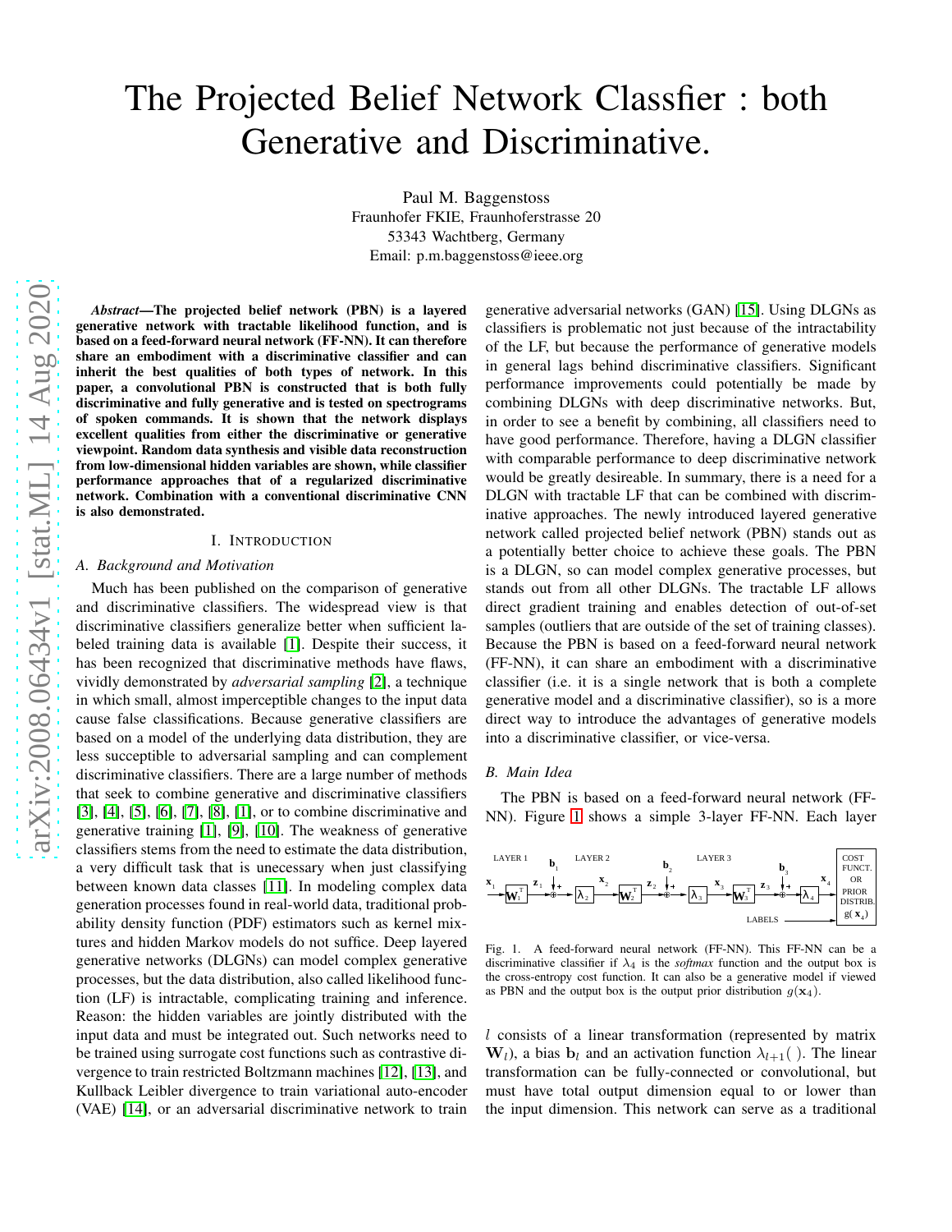# The Projected Belief Network Classfier : both Generative and Discriminative.

Paul M. Baggenstoss
Fraunhofer FKIE, Fraunhoferstrasse 20
53343 Wachtberg, Germany
Email: p.m.baggenstoss@ieee.org

***Abstract*—The projected belief network (PBN) is a layered generative network with tractable likelihood function, and is based on a feed-forward neural network (FF-NN). It can therefore share an embodiment with a discriminative classifier and can inherit the best qualities of both types of network. In this paper, a convolutional PBN is constructed that is both fully discriminative and fully generative and is tested on spectrograms of spoken commands. It is shown that the network displays excellent qualities from either the discriminative or generative viewpoint. Random data synthesis and visible data reconstruction from low-dimensional hidden variables are shown, while classifier performance approaches that of a regularized discriminative network. Combination with a conventional discriminative CNN is also demonstrated.**

## I. Introduction

### A. Background and Motivation

Much has been published on the comparison of generative and discriminative classifiers. The widespread view is that discriminative classifiers generalize better when sufficient labeled training data is available [1]. Despite their success, it has been recognized that discriminative methods have flaws, vividly demonstrated by *adversarial sampling* [2], a technique in which small, almost imperceptible changes to the input data cause false classifications. Because generative classifiers are based on a model of the underlying data distribution, they are less succeptible to adversarial sampling and can complement discriminative classifiers. There are a large number of methods that seek to combine generative and discriminative classifiers [3], [4], [5], [6], [7], [8], [1], or to combine discriminative and generative training [1], [9], [10]. The weakness of generative classifiers stems from the need to estimate the data distribution, a very difficult task that is unecessary when just classifying between known data classes [11]. In modeling complex data generation processes found in real-world data, traditional probability density function (PDF) estimators such as kernel mixtures and hidden Markov models do not suffice. Deep layered generative networks (DLGNs) can model complex generative processes, but the data distribution, also called likelihood function (LF) is intractable, complicating training and inference. Reason: the hidden variables are jointly distributed with the input data and must be integrated out. Such networks need to be trained using surrogate cost functions such as contrastive divergence to train restricted Boltzmann machines [12], [13], and Kullback Leibler divergence to train variational auto-encoder (VAE) [14], or an adversarial discriminative network to train generative adversarial networks (GAN) [15]. Using DLGNs as classifiers is problematic not just because of the intractability of the LF, but because the performance of generative models in general lags behind discriminative classifiers. Significant performance improvements could potentially be made by combining DLGNs with deep discriminative networks. But, in order to see a benefit by combining, all classifiers need to have good performance. Therefore, having a DLGN classifier with comparable performance to deep discriminative network would be greatly desireable. In summary, there is a need for a DLGN with tractable LF that can be combined with discriminative approaches. The newly introduced layered generative network called projected belief network (PBN) stands out as a potentially better choice to achieve these goals. The PBN is a DLGN, so can model complex generative processes, but stands out from all other DLGNs. The tractable LF allows direct gradient training and enables detection of out-of-set samples (outliers that are outside of the set of training classes). Because the PBN is based on a feed-forward neural network (FF-NN), it can share an embodiment with a discriminative classifier (i.e. it is a single network that is both a complete generative model and a discriminative classifier), so is a more direct way to introduce the advantages of generative models into a discriminative classifier, or vice-versa.

### B. Main Idea

The PBN is based on a feed-forward neural network (FF-NN). Figure 1 shows a simple 3-layer FF-NN. Each layer $l$ consists of a linear transformation (represented by matrix $\mathbf{W}_l$), a bias $\mathbf{b}_l$ and an activation function $\lambda_{l+1}(\,)$. The linear transformation can be fully-connected or convolutional, but must have total output dimension equal to or lower than the input dimension. This network can serve as a traditional

Fig. 1. A feed-forward neural network (FF-NN). This FF-NN can be a discriminative classifier if $\lambda_4$ is the *softmax* function and the output box is the cross-entropy cost function. It can also be a generative model if viewed as PBN and the output box is the output prior distribution $g(\mathbf{x}_4)$.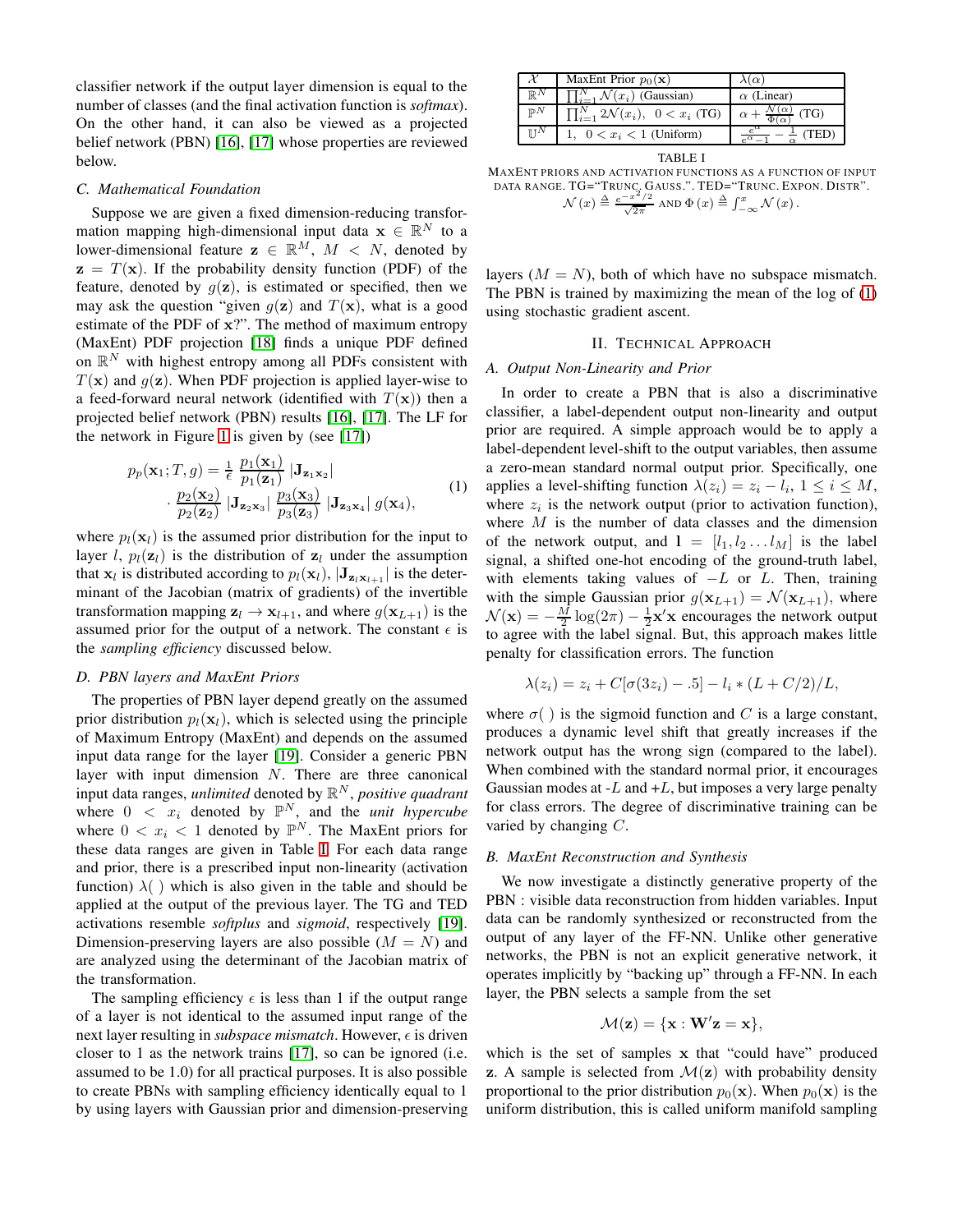classifier network if the output layer dimension is equal to the number of classes (and the final activation function is *softmax*). On the other hand, it can also be viewed as a projected belief network (PBN) [16], [17] whose properties are reviewed below.

### C. Mathematical Foundation

Suppose we are given a fixed dimension-reducing transformation mapping high-dimensional input data $\mathbf{x} \in \mathbb{R}^N$ to a lower-dimensional feature $\mathbf{z} \in \mathbb{R}^M$, $M < N$, denoted by $\mathbf{z} = T(\mathbf{x})$. If the probability density function (PDF) of the feature, denoted by $g(\mathbf{z})$, is estimated or specified, then we may ask the question "given $g(\mathbf{z})$ and $T(\mathbf{x})$, what is a good estimate of the PDF of $\mathbf{x}$?". The method of maximum entropy (MaxEnt) PDF projection [18] finds a unique PDF defined on $\mathbb{R}^N$ with highest entropy among all PDFs consistent with $T(\mathbf{x})$ and $g(\mathbf{z})$. When PDF projection is applied layer-wise to a feed-forward neural network (identified with $T(\mathbf{x})$) then a projected belief network (PBN) results [16], [17]. The LF for the network in Figure 1 is given by (see [17])

$$p_p(\mathbf{x}_1; T, g) = \frac{1}{\epsilon} \frac{p_1(\mathbf{x}_1)}{p_1(\mathbf{z}_1)} |\mathbf{J}_{\mathbf{z}_1\mathbf{x}_2}| \cdot \frac{p_2(\mathbf{x}_2)}{p_2(\mathbf{z}_2)} |\mathbf{J}_{\mathbf{z}_2\mathbf{x}_3}| \frac{p_3(\mathbf{x}_3)}{p_3(\mathbf{z}_3)} |\mathbf{J}_{\mathbf{z}_3\mathbf{x}_4}| \, g(\mathbf{x}_4), \tag{1}$$

where $p_l(\mathbf{x}_l)$ is the assumed prior distribution for the input to layer $l$, $p_l(\mathbf{z}_l)$ is the distribution of $\mathbf{z}_l$ under the assumption that $\mathbf{x}_l$ is distributed according to $p_l(\mathbf{x}_l)$, $|\mathbf{J}_{\mathbf{z}_l\mathbf{x}_{l+1}}|$ is the determinant of the Jacobian (matrix of gradients) of the invertible transformation mapping $\mathbf{z}_l \rightarrow \mathbf{x}_{l+1}$, and where $g(\mathbf{x}_{L+1})$ is the assumed prior for the output of a network. The constant $\epsilon$ is the *sampling efficiency* discussed below.

### D. PBN layers and MaxEnt Priors

The properties of PBN layer depend greatly on the assumed prior distribution $p_l(\mathbf{x}_l)$, which is selected using the principle of Maximum Entropy (MaxEnt) and depends on the assumed input data range for the layer [19]. Consider a generic PBN layer with input dimension $N$. There are three canonical input data ranges, *unlimited* denoted by $\mathbb{R}^N$, *positive quadrant* where $0 < x_i$ denoted by $\mathbb{P}^N$, and the *unit hypercube* where $0 < x_i < 1$ denoted by $\mathbb{P}^N$. The MaxEnt priors for these data ranges are given in Table I. For each data range and prior, there is a prescribed input non-linearity (activation function) $\lambda(\,)$ which is also given in the table and should be applied at the output of the previous layer. The TG and TED activations resemble *softplus* and *sigmoid*, respectively [19]. Dimension-preserving layers are also possible ($M = N$) and are analyzed using the determinant of the Jacobian matrix of the transformation.

The sampling efficiency $\epsilon$ is less than 1 if the output range of a layer is not identical to the assumed input range of the next layer resulting in *subspace mismatch*. However, $\epsilon$ is driven closer to 1 as the network trains [17], so can be ignored (i.e. assumed to be 1.0) for all practical purposes. It is also possible to create PBNs with sampling efficiency identically equal to 1 by using layers with Gaussian prior and dimension-preserving layers ($M = N$), both of which have no subspace mismatch. The PBN is trained by maximizing the mean of the log of (1) using stochastic gradient ascent.

| $\mathcal{X}$ | MaxEnt Prior $p_0(\mathbf{x})$ | $\lambda(\alpha)$ |
|---|---|---|
| $\mathbb{R}^N$ | $\prod_{i=1}^N \mathcal{N}(x_i)$ (Gaussian) | $\alpha$ (Linear) |
| $\mathbb{P}^N$ | $\prod_{i=1}^N 2\mathcal{N}(x_i),\ 0 < x_i$ (TG) | $\alpha + \frac{\mathcal{N}(\alpha)}{\Phi(\alpha)}$ (TG) |
| $\mathbb{U}^N$ | $1,\ 0 < x_i < 1$ (Uniform) | $\frac{e^{\alpha}}{e^{\alpha}-1} - \frac{1}{\alpha}$ (TED) |

TABLE I
MAXENT PRIORS AND ACTIVATION FUNCTIONS AS A FUNCTION OF INPUT DATA RANGE. TG="TRUNC. GAUSS.". TED="TRUNC. EXPON. DISTR". $\mathcal{N}(x) \triangleq \frac{e^{-x^2/2}}{\sqrt{2\pi}}$ AND $\Phi(x) \triangleq \int_{-\infty}^{x} \mathcal{N}(x)$.

## II. Technical Approach

### A. Output Non-Linearity and Prior

In order to create a PBN that is also a discriminative classifier, a label-dependent output non-linearity and output prior are required. A simple approach would be to apply a label-dependent level-shift to the output variables, then assume a zero-mean standard normal output prior. Specifically, one applies a level-shifting function $\lambda(z_i) = z_i - l_i$, $1 \leq i \leq M$, where $z_i$ is the network output (prior to activation function), where $M$ is the number of data classes and the dimension of the network output, and $\mathbf{l} = [l_1, l_2 \ldots l_M]$ is the label signal, a shifted one-hot encoding of the ground-truth label, with elements taking values of $-L$ or $L$. Then, training with the simple Gaussian prior $g(\mathbf{x}_{L+1}) = \mathcal{N}(\mathbf{x}_{L+1})$, where $\mathcal{N}(\mathbf{x}) = -\frac{M}{2}\log(2\pi) - \frac{1}{2}\mathbf{x}'\mathbf{x}$ encourages the network output to agree with the label signal. But, this approach makes little penalty for classification errors. The function

$$\lambda(z_i) = z_i + C[\sigma(3z_i) - .5] - l_i * (L + C/2)/L,$$

where $\sigma(\,)$ is the sigmoid function and $C$ is a large constant, produces a dynamic level shift that greatly increases if the network output has the wrong sign (compared to the label). When combined with the standard normal prior, it encourages Gaussian modes at $-L$ and $+L$, but imposes a very large penalty for class errors. The degree of discriminative training can be varied by changing $C$.

### B. MaxEnt Reconstruction and Synthesis

We now investigate a distinctly generative property of the PBN : visible data reconstruction from hidden variables. Input data can be randomly synthesized or reconstructed from the output of any layer of the FF-NN. Unlike other generative networks, the PBN is not an explicit generative network, it operates implicitly by "backing up" through a FF-NN. In each layer, the PBN selects a sample from the set

$$\mathcal{M}(\mathbf{z}) = \{\mathbf{x} : \mathbf{W}'\mathbf{z} = \mathbf{x}\},$$

which is the set of samples $\mathbf{x}$ that "could have" produced $\mathbf{z}$. A sample is selected from $\mathcal{M}(\mathbf{z})$ with probability density proportional to the prior distribution $p_0(\mathbf{x})$. When $p_0(\mathbf{x})$ is the uniform distribution, this is called uniform manifold sampling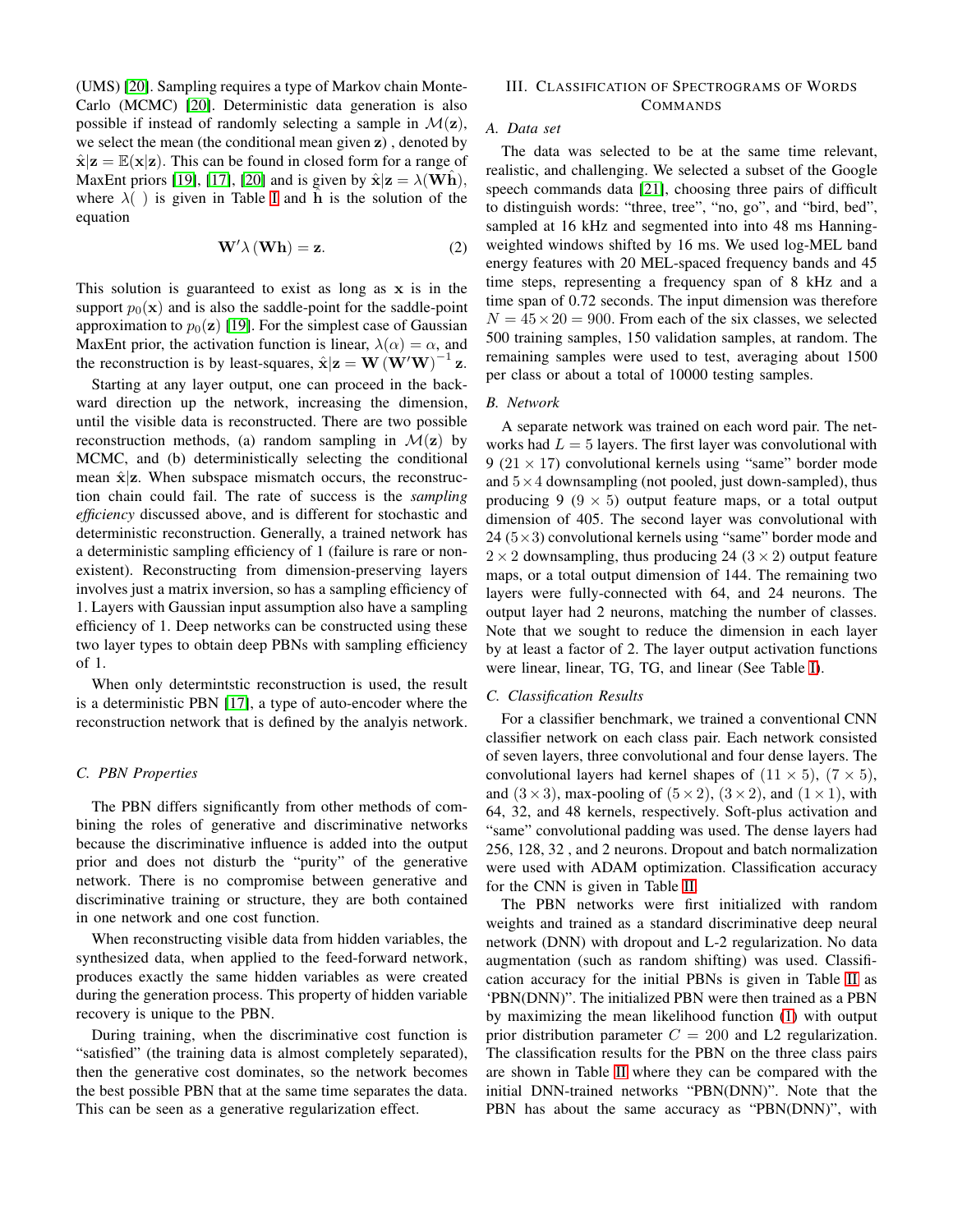(UMS) [20]. Sampling requires a type of Markov chain Monte-Carlo (MCMC) [20]. Deterministic data generation is also possible if instead of randomly selecting a sample in $\mathcal{M}(\mathbf{z})$, we select the mean (the conditional mean given $\mathbf{z}$) , denoted by $\hat{\mathbf{x}}|\mathbf{z} = \mathbb{E}(\mathbf{x}|\mathbf{z})$. This can be found in closed form for a range of MaxEnt priors [19], [17], [20] and is given by $\hat{\mathbf{x}}|\mathbf{z} = \lambda(\mathbf{W}\hat{\mathbf{h}})$, where $\lambda(\ )$ is given in Table I and $\hat{\mathbf{h}}$ is the solution of the equation

$$\mathbf{W}'\lambda\left(\mathbf{W}\mathbf{h}\right) = \mathbf{z}. \tag{2}$$

This solution is guaranteed to exist as long as $\mathbf{x}$ is in the support $p_0(\mathbf{x})$ and is also the saddle-point for the saddle-point approximation to $p_0(\mathbf{z})$ [19]. For the simplest case of Gaussian MaxEnt prior, the activation function is linear, $\lambda(\alpha) = \alpha$, and the reconstruction is by least-squares, $\hat{\mathbf{x}}|\mathbf{z} = \mathbf{W}\left(\mathbf{W}'\mathbf{W}\right)^{-1}\mathbf{z}$.

Starting at any layer output, one can proceed in the backward direction up the network, increasing the dimension, until the visible data is reconstructed. There are two possible reconstruction methods, (a) random sampling in $\mathcal{M}(\mathbf{z})$ by MCMC, and (b) deterministically selecting the conditional mean $\hat{\mathbf{x}}|\mathbf{z}$. When subspace mismatch occurs, the reconstruction chain could fail. The rate of success is the *sampling efficiency* discussed above, and is different for stochastic and deterministic reconstruction. Generally, a trained network has a deterministic sampling efficiency of 1 (failure is rare or non-existent). Reconstructing from dimension-preserving layers involves just a matrix inversion, so has a sampling efficiency of 1. Layers with Gaussian input assumption also have a sampling efficiency of 1. Deep networks can be constructed using these two layer types to obtain deep PBNs with sampling efficiency of 1.

When only determintstic reconstruction is used, the result is a deterministic PBN [17], a type of auto-encoder where the reconstruction network that is defined by the analyis network.

### C. PBN Properties

The PBN differs significantly from other methods of combining the roles of generative and discriminative networks because the discriminative influence is added into the output prior and does not disturb the "purity" of the generative network. There is no compromise between generative and discriminative training or structure, they are both contained in one network and one cost function.

When reconstructing visible data from hidden variables, the synthesized data, when applied to the feed-forward network, produces exactly the same hidden variables as were created during the generation process. This property of hidden variable recovery is unique to the PBN.

During training, when the discriminative cost function is "satisfied" (the training data is almost completely separated), then the generative cost dominates, so the network becomes the best possible PBN that at the same time separates the data. This can be seen as a generative regularization effect.

## III. Classification of Spectrograms of Words Commands

### A. Data set

The data was selected to be at the same time relevant, realistic, and challenging. We selected a subset of the Google speech commands data [21], choosing three pairs of difficult to distinguish words: "three, tree", "no, go", and "bird, bed", sampled at 16 kHz and segmented into into 48 ms Hanning-weighted windows shifted by 16 ms. We used log-MEL band energy features with 20 MEL-spaced frequency bands and 45 time steps, representing a frequency span of 8 kHz and a time span of 0.72 seconds. The input dimension was therefore $N = 45 \times 20 = 900$. From each of the six classes, we selected 500 training samples, 150 validation samples, at random. The remaining samples were used to test, averaging about 1500 per class or about a total of 10000 testing samples.

### B. Network

A separate network was trained on each word pair. The networks had $L = 5$ layers. The first layer was convolutional with 9 ($21 \times 17$) convolutional kernels using "same" border mode and $5 \times 4$ downsampling (not pooled, just down-sampled), thus producing 9 ($9 \times 5$) output feature maps, or a total output dimension of 405. The second layer was convolutional with 24 ($5 \times 3$) convolutional kernels using "same" border mode and $2 \times 2$ downsampling, thus producing 24 ($3 \times 2$) output feature maps, or a total output dimension of 144. The remaining two layers were fully-connected with 64, and 24 neurons. The output layer had 2 neurons, matching the number of classes. Note that we sought to reduce the dimension in each layer by at least a factor of 2. The layer output activation functions were linear, linear, TG, TG, and linear (See Table I).

### C. Classification Results

For a classifier benchmark, we trained a conventional CNN classifier network on each class pair. Each network consisted of seven layers, three convolutional and four dense layers. The convolutional layers had kernel shapes of ($11 \times 5$), ($7 \times 5$), and ($3 \times 3$), max-pooling of ($5 \times 2$), ($3 \times 2$), and ($1 \times 1$), with 64, 32, and 48 kernels, respectively. Soft-plus activation and "same" convolutional padding was used. The dense layers had 256, 128, 32 , and 2 neurons. Dropout and batch normalization were used with ADAM optimization. Classification accuracy for the CNN is given in Table II.

The PBN networks were first initialized with random weights and trained as a standard discriminative deep neural network (DNN) with dropout and L-2 regularization. No data augmentation (such as random shifting) was used. Classification accuracy for the initial PBNs is given in Table II as 'PBN(DNN)". The initialized PBN were then trained as a PBN by maximizing the mean likelihood function (1) with output prior distribution parameter $C = 200$ and L2 regularization. The classification results for the PBN on the three class pairs are shown in Table II where they can be compared with the initial DNN-trained networks "PBN(DNN)". Note that the PBN has about the same accuracy as "PBN(DNN)", with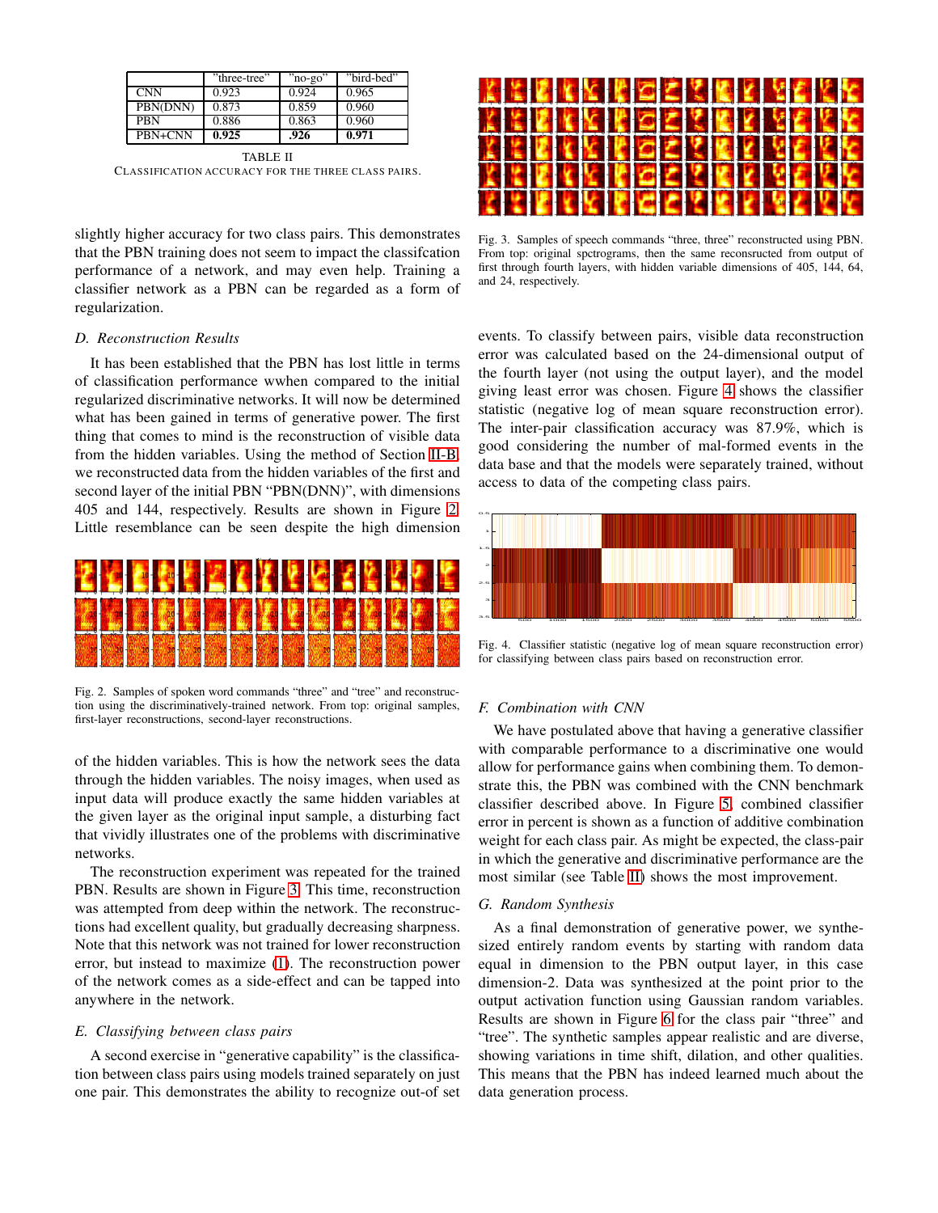|  | "three-tree" | "no-go" | "bird-bed" |
|---|---|---|---|
| CNN | 0.923 | 0.924 | 0.965 |
| PBN(DNN) | 0.873 | 0.859 | 0.960 |
| PBN | 0.886 | 0.863 | 0.960 |
| PBN+CNN | **0.925** | **.926** | **0.971** |

TABLE II
CLASSIFICATION ACCURACY FOR THE THREE CLASS PAIRS.

slightly higher accuracy for two class pairs. This demonstrates that the PBN training does not seem to impact the classifcation performance of a network, and may even help. Training a classifier network as a PBN can be regarded as a form of regularization.

### D. Reconstruction Results

It has been established that the PBN has lost little in terms of classification performance wwhen compared to the initial regularized discriminative networks. It will now be determined what has been gained in terms of generative power. The first thing that comes to mind is the reconstruction of visible data from the hidden variables. Using the method of Section II-B, we reconstructed data from the hidden variables of the first and second layer of the initial PBN "PBN(DNN)", with dimensions 405 and 144, respectively. Results are shown in Figure 2. Little resemblance can be seen despite the high dimension of the hidden variables. This is how the network sees the data through the hidden variables. The noisy images, when used as input data will produce exactly the same hidden variables at the given layer as the original input sample, a disturbing fact that vividly illustrates one of the problems with discriminative networks.

Fig. 2. Samples of spoken word commands "three" and "tree" and reconstruction using the discriminatively-trained network. From top: original samples, first-layer reconstructions, second-layer reconstructions.

The reconstruction experiment was repeated for the trained PBN. Results are shown in Figure 3. This time, reconstruction was attempted from deep within the network. The reconstructions had excellent quality, but gradually decreasing sharpness. Note that this network was not trained for lower reconstruction error, but instead to maximize (1). The reconstruction power of the network comes as a side-effect and can be tapped into anywhere in the network.

### E. Classifying between class pairs

A second exercise in "generative capability" is the classification between class pairs using models trained separately on just one pair. This demonstrates the ability to recognize out-of set events. To classify between pairs, visible data reconstruction error was calculated based on the 24-dimensional output of the fourth layer (not using the output layer), and the model giving least error was chosen. Figure 4 shows the classifier statistic (negative log of mean square reconstruction error). The inter-pair classification accuracy was 87.9%, which is good considering the number of mal-formed events in the data base and that the models were separately trained, without access to data of the competing class pairs.

Fig. 3. Samples of speech commands "three, three" reconstructed using PBN. From top: original spctrograms, then the same reconsructed from output of first through fourth layers, with hidden variable dimensions of 405, 144, 64, and 24, respectively.

Fig. 4. Classifier statistic (negative log of mean square reconstruction error) for classifying between class pairs based on reconstruction error.

### F. Combination with CNN

We have postulated above that having a generative classifier with comparable performance to a discriminative one would allow for performance gains when combining them. To demonstrate this, the PBN was combined with the CNN benchmark classifier described above. In Figure 5, combined classifier error in percent is shown as a function of additive combination weight for each class pair. As might be expected, the class-pair in which the generative and discriminative performance are the most similar (see Table II) shows the most improvement.

### G. Random Synthesis

As a final demonstration of generative power, we synthesized entirely random events by starting with random data equal in dimension to the PBN output layer, in this case dimension-2. Data was synthesized at the point prior to the output activation function using Gaussian random variables. Results are shown in Figure 6 for the class pair "three" and "tree". The synthetic samples appear realistic and are diverse, showing variations in time shift, dilation, and other qualities. This means that the PBN has indeed learned much about the data generation process.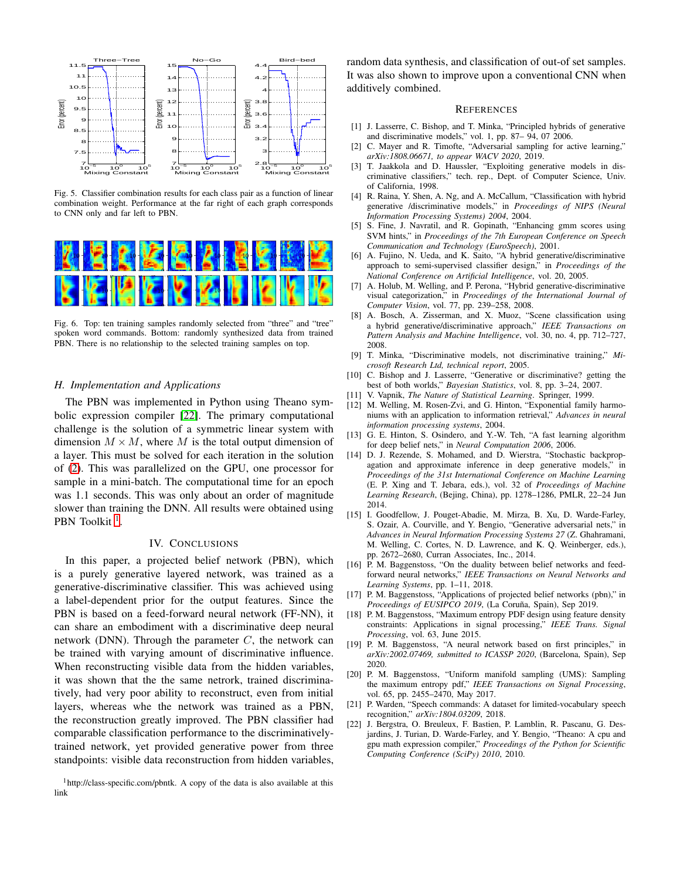Three−Tree

11.5
11
10.5
10
9.5
9
8.5
8
7.5
7

Error (percent)

$10^{-5}$ $10^{0}$ $10^{5}$

Mixing Constant

No−Go

15
14
13
12
11
10
9
8
7

Error (percent)

$10^{-5}$ $10^{0}$ $10^{5}$

Mixing Constant

Bird−bed

4.4
4.2
4
3.8
3.6
3.4
3.2
3
2.8

Error (percent)

$10^{-5}$ $10^{0}$ $10^{5}$

Mixing Constant

Fig. 5. Classifier combination results for each class pair as a function of linear combination weight. Performance at the far right of each graph corresponds to CNN only and far left to PBN.

Fig. 6. Top: ten training samples randomly selected from "three" and "tree" spoken word commands. Bottom: randomly synthesized data from trained PBN. There is no relationship to the selected training samples on top.

### H. Implementation and Applications

The PBN was implemented in Python using Theano symbolic expression compiler [22]. The primary computational challenge is the solution of a symmetric linear system with dimension $M \times M$, where $M$ is the total output dimension of a layer. This must be solved for each iteration in the solution of (2). This was parallelized on the GPU, one processor for sample in a mini-batch. The computational time for an epoch was 1.1 seconds. This was only about an order of magnitude slower than training the DNN. All results were obtained using PBN Toolkit [1].

## IV. Conclusions

In this paper, a projected belief network (PBN), which is a purely generative layered network, was trained as a generative-discriminative classifier. This was achieved using a label-dependent prior for the output features. Since the PBN is based on a feed-forward neural network (FF-NN), it can share an embodiment with a discriminative deep neural network (DNN). Through the parameter $C$, the network can be trained with varying amount of discriminative influence. When reconstructing visible data from the hidden variables, it was shown that the same netrork, trained discriminatively, had very poor ability to reconstruct, even from initial layers, whereas whe the network was trained as a PBN, the reconstruction greatly improved. The PBN classifier had comparable classification performance to the discriminatively-trained network, yet provided generative power from three standpoints: visible data reconstruction from hidden variables, random data synthesis, and classification of out-of set samples. It was also shown to improve upon a conventional CNN when additively combined.

[1] http://class-specific.com/pbntk. A copy of the data is also available at this link

## References

[1] J. Lasserre, C. Bishop, and T. Minka, "Principled hybrids of generative and discriminative models," vol. 1, pp. 87– 94, 07 2006.

[2] C. Mayer and R. Timofte, "Adversarial sampling for active learning," *arXiv:1808.06671, to appear WACV 2020*, 2019.

[3] T. Jaakkola and D. Haussler, "Exploiting generative models in discriminative classifiers," tech. rep., Dept. of Computer Science, Univ. of California, 1998.

[4] R. Raina, Y. Shen, A. Ng, and A. McCallum, "Classification with hybrid generative /discriminative models," in *Proceedings of NIPS (Neural Information Processing Systems) 2004*, 2004.

[5] S. Fine, J. Navratil, and R. Gopinath, "Enhancing gmm scores using SVM hints," in *Proceedings of the 7th European Conference on Speech Communication and Technology (EuroSpeech)*, 2001.

[6] A. Fujino, N. Ueda, and K. Saito, "A hybrid generative/discriminative approach to semi-supervised classifier design," in *Proceedings of the National Conference on Artificial Intelligence*, vol. 20, 2005.

[7] A. Holub, M. Welling, and P. Perona, "Hybrid generative-discriminative visual categorization," in *Proceedings of the International Journal of Computer Vision*, vol. 77, pp. 239–258, 2008.

[8] A. Bosch, A. Zisserman, and X. Muoz, "Scene classification using a hybrid generative/discriminative approach," *IEEE Transactions on Pattern Analysis and Machine Intelligence*, vol. 30, no. 4, pp. 712–727, 2008.

[9] T. Minka, "Discriminative models, not discriminative training," *Microsoft Research Ltd, technical report*, 2005.

[10] C. Bishop and J. Lasserre, "Generative or discriminative? getting the best of both worlds," *Bayesian Statistics*, vol. 8, pp. 3–24, 2007.

[11] V. Vapnik, *The Nature of Statistical Learning*. Springer, 1999.

[12] M. Welling, M. Rosen-Zvi, and G. Hinton, "Exponential family harmoniums with an application to information retrieval," *Advances in neural information processing systems*, 2004.

[13] G. E. Hinton, S. Osindero, and Y.-W. Teh, "A fast learning algorithm for deep belief nets," in *Neural Computation 2006*, 2006.

[14] D. J. Rezende, S. Mohamed, and D. Wierstra, "Stochastic backpropagation and approximate inference in deep generative models," in *Proceedings of the 31st International Conference on Machine Learning* (E. P. Xing and T. Jebara, eds.), vol. 32 of *Proceedings of Machine Learning Research*, (Bejing, China), pp. 1278–1286, PMLR, 22–24 Jun 2014.

[15] I. Goodfellow, J. Pouget-Abadie, M. Mirza, B. Xu, D. Warde-Farley, S. Ozair, A. Courville, and Y. Bengio, "Generative adversarial nets," in *Advances in Neural Information Processing Systems 27* (Z. Ghahramani, M. Welling, C. Cortes, N. D. Lawrence, and K. Q. Weinberger, eds.), pp. 2672–2680, Curran Associates, Inc., 2014.

[16] P. M. Baggenstoss, "On the duality between belief networks and feed-forward neural networks," *IEEE Transactions on Neural Networks and Learning Systems*, pp. 1–11, 2018.

[17] P. M. Baggenstoss, "Applications of projected belief networks (pbn)," in *Proceedings of EUSIPCO 2019*, (La Coruña, Spain), Sep 2019.

[18] P. M. Baggenstoss, "Maximum entropy PDF design using feature density constraints: Applications in signal processing," *IEEE Trans. Signal Processing*, vol. 63, June 2015.

[19] P. M. Baggenstoss, "A neural network based on first principles," in *arXiv:2002.07469, submitted to ICASSP 2020*, (Barcelona, Spain), Sep 2020.

[20] P. M. Baggenstoss, "Uniform manifold sampling (UMS): Sampling the maximum entropy pdf," *IEEE Transactions on Signal Processing*, vol. 65, pp. 2455–2470, May 2017.

[21] P. Warden, "Speech commands: A dataset for limited-vocabulary speech recognition," *arXiv:1804.03209*, 2018.

[22] J. Bergstra, O. Breuleux, F. Bastien, P. Lamblin, R. Pascanu, G. Desjardins, J. Turian, D. Warde-Farley, and Y. Bengio, "Theano: A cpu and gpu math expression compiler," *Proceedings of the Python for Scientific Computing Conference (SciPy) 2010*, 2010.